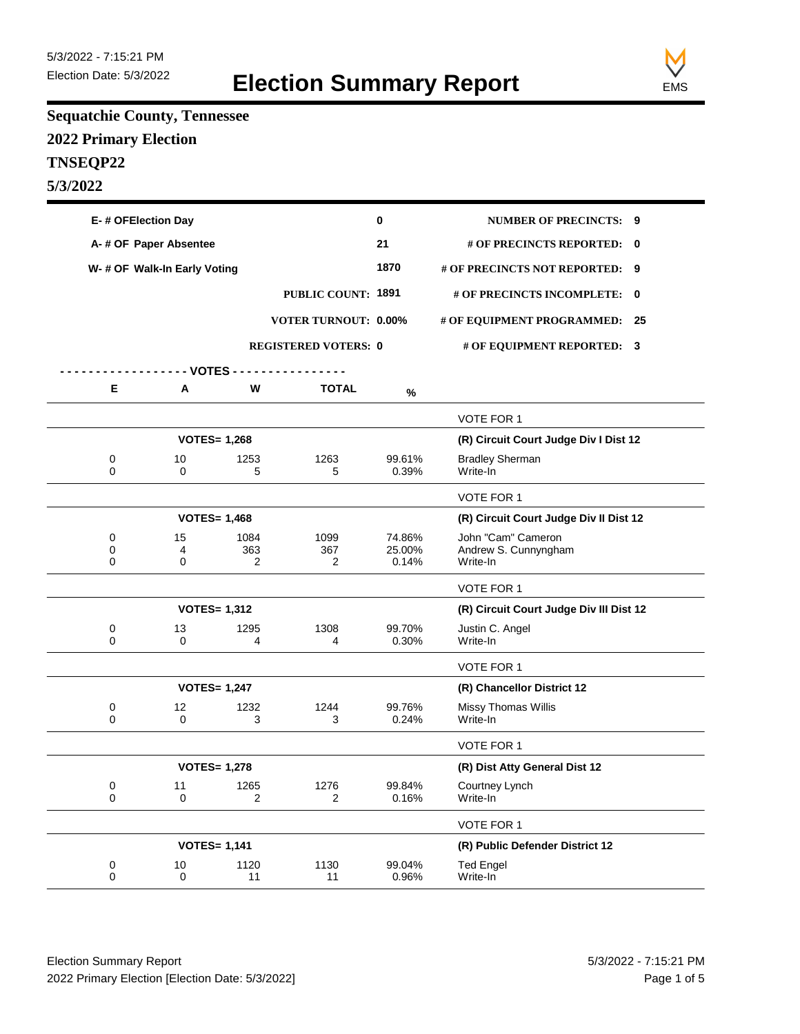5/3/2022 - 7:15:21 PM

Election Date: 5/3/2022

# Election Summary Report

EMS

## Sequatchie County, Tennessee

## 2022 Primary Election

## TNSEQP22

## 5/3/2022

| | | | |
|---|---|---|---|
| E- # OFElection Day | 0 | NUMBER OF PRECINCTS: | 9 |
| A- # OF Paper Absentee | 21 | # OF PRECINCTS REPORTED: | 0 |
| W- # OF Walk-In Early Voting | 1870 | # OF PRECINCTS NOT REPORTED: | 9 |
| PUBLIC COUNT: | 1891 | # OF PRECINCTS INCOMPLETE: | 0 |
| VOTER TURNOUT: | 0.00% | # OF EQUIPMENT PROGRAMMED: | 25 |
| REGISTERED VOTERS: | 0 | # OF EQUIPMENT REPORTED: | 3 |

| E | A | W | TOTAL | % | |
|---|---|---|---|---|---|
| | | | | | VOTE FOR 1 |
| | VOTES= 1,268 | | | | **(R) Circuit Court Judge Div I Dist 12** |
| 0 | 10 | 1253 | 1263 | 99.61% | Bradley Sherman |
| 0 | 0 | 5 | 5 | 0.39% | Write-In |
| | | | | | VOTE FOR 1 |
| | VOTES= 1,468 | | | | **(R) Circuit Court Judge Div II Dist 12** |
| 0 | 15 | 1084 | 1099 | 74.86% | John "Cam" Cameron |
| 0 | 4 | 363 | 367 | 25.00% | Andrew S. Cunnyngham |
| 0 | 0 | 2 | 2 | 0.14% | Write-In |
| | | | | | VOTE FOR 1 |
| | VOTES= 1,312 | | | | **(R) Circuit Court Judge Div III Dist 12** |
| 0 | 13 | 1295 | 1308 | 99.70% | Justin C. Angel |
| 0 | 0 | 4 | 4 | 0.30% | Write-In |
| | | | | | VOTE FOR 1 |
| | VOTES= 1,247 | | | | **(R) Chancellor District 12** |
| 0 | 12 | 1232 | 1244 | 99.76% | Missy Thomas Willis |
| 0 | 0 | 3 | 3 | 0.24% | Write-In |
| | | | | | VOTE FOR 1 |
| | VOTES= 1,278 | | | | **(R) Dist Atty General Dist 12** |
| 0 | 11 | 1265 | 1276 | 99.84% | Courtney Lynch |
| 0 | 0 | 2 | 2 | 0.16% | Write-In |
| | | | | | VOTE FOR 1 |
| | VOTES= 1,141 | | | | **(R) Public Defender District 12** |
| 0 | 10 | 1120 | 1130 | 99.04% | Ted Engel |
| 0 | 0 | 11 | 11 | 0.96% | Write-In |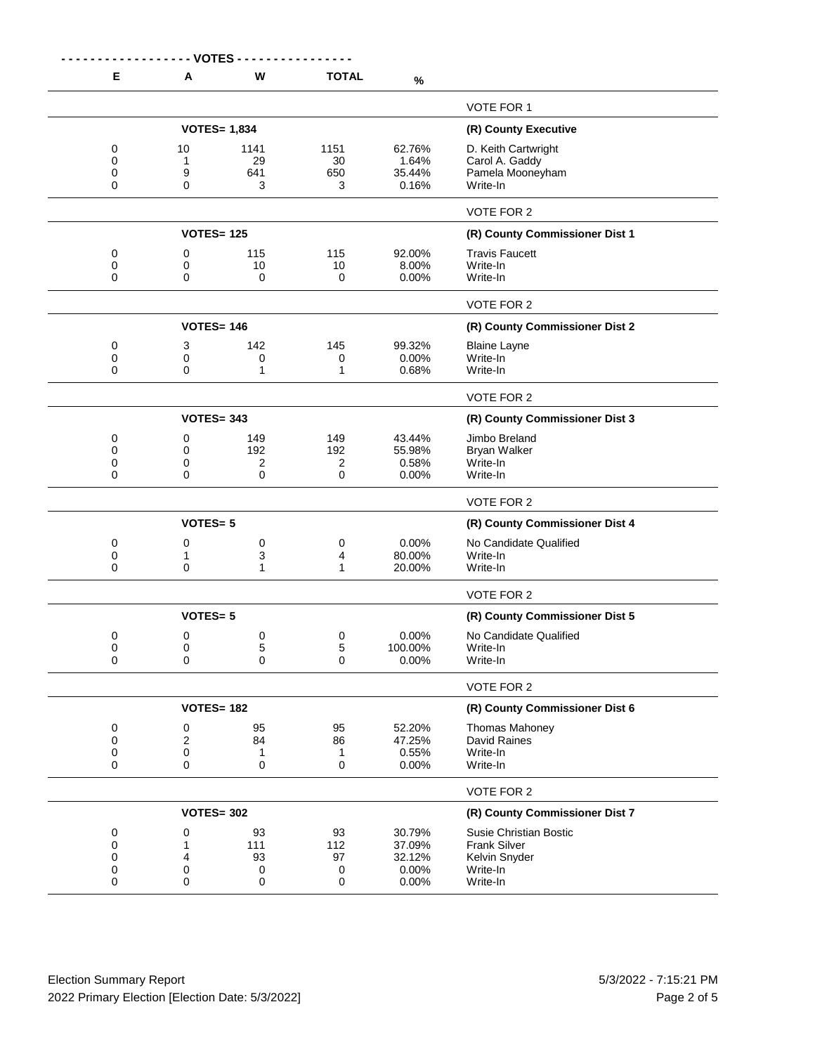| E | A | W | TOTAL | % | |
|---|---|---|---|---|---|
| | | | | | VOTE FOR 1 |
| | VOTES= 1,834 | | | | **(R) County Executive** |
| 0 | 10 | 1141 | 1151 | 62.76% | D. Keith Cartwright |
| 0 | 1 | 29 | 30 | 1.64% | Carol A. Gaddy |
| 0 | 9 | 641 | 650 | 35.44% | Pamela Mooneyham |
| 0 | 0 | 3 | 3 | 0.16% | Write-In |
| | | | | | VOTE FOR 2 |
| | VOTES= 125 | | | | **(R) County Commissioner Dist 1** |
| 0 | 0 | 115 | 115 | 92.00% | Travis Faucett |
| 0 | 0 | 10 | 10 | 8.00% | Write-In |
| 0 | 0 | 0 | 0 | 0.00% | Write-In |
| | | | | | VOTE FOR 2 |
| | VOTES= 146 | | | | **(R) County Commissioner Dist 2** |
| 0 | 3 | 142 | 145 | 99.32% | Blaine Layne |
| 0 | 0 | 0 | 0 | 0.00% | Write-In |
| 0 | 0 | 1 | 1 | 0.68% | Write-In |
| | | | | | VOTE FOR 2 |
| | VOTES= 343 | | | | **(R) County Commissioner Dist 3** |
| 0 | 0 | 149 | 149 | 43.44% | Jimbo Breland |
| 0 | 0 | 192 | 192 | 55.98% | Bryan Walker |
| 0 | 0 | 2 | 2 | 0.58% | Write-In |
| 0 | 0 | 0 | 0 | 0.00% | Write-In |
| | | | | | VOTE FOR 2 |
| | VOTES= 5 | | | | **(R) County Commissioner Dist 4** |
| 0 | 0 | 0 | 0 | 0.00% | No Candidate Qualified |
| 0 | 1 | 3 | 4 | 80.00% | Write-In |
| 0 | 0 | 1 | 1 | 20.00% | Write-In |
| | | | | | VOTE FOR 2 |
| | VOTES= 5 | | | | **(R) County Commissioner Dist 5** |
| 0 | 0 | 0 | 0 | 0.00% | No Candidate Qualified |
| 0 | 0 | 5 | 5 | 100.00% | Write-In |
| 0 | 0 | 0 | 0 | 0.00% | Write-In |
| | | | | | VOTE FOR 2 |
| | VOTES= 182 | | | | **(R) County Commissioner Dist 6** |
| 0 | 0 | 95 | 95 | 52.20% | Thomas Mahoney |
| 0 | 2 | 84 | 86 | 47.25% | David Raines |
| 0 | 0 | 1 | 1 | 0.55% | Write-In |
| 0 | 0 | 0 | 0 | 0.00% | Write-In |
| | | | | | VOTE FOR 2 |
| | VOTES= 302 | | | | **(R) County Commissioner Dist 7** |
| 0 | 0 | 93 | 93 | 30.79% | Susie Christian Bostic |
| 0 | 1 | 111 | 112 | 37.09% | Frank Silver |
| 0 | 4 | 93 | 97 | 32.12% | Kelvin Snyder |
| 0 | 0 | 0 | 0 | 0.00% | Write-In |
| 0 | 0 | 0 | 0 | 0.00% | Write-In |

Election Summary Report
2022 Primary Election [Election Date: 5/3/2022]

5/3/2022 - 7:15:21 PM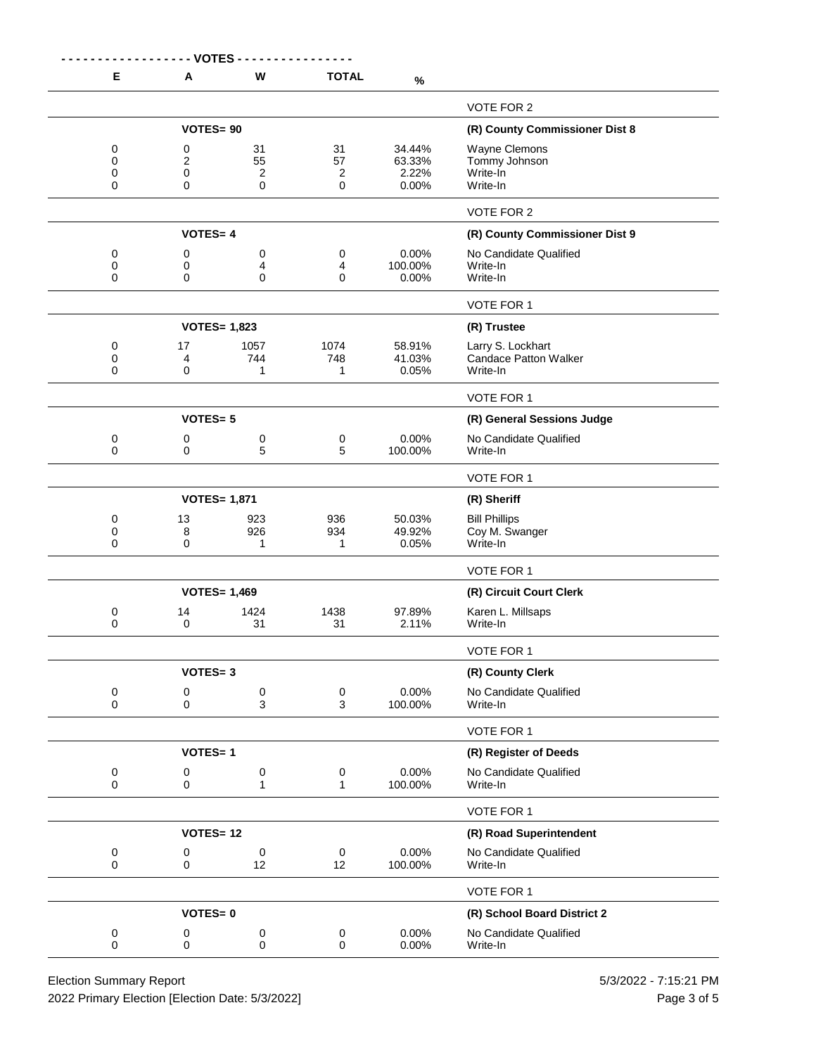| E | A | W | TOTAL | % | |
|---|---|---|---|---|---|
| | | | | | VOTE FOR 2 |
| | VOTES= 90 | | | | **(R) County Commissioner Dist 8** |
| 0 | 0 | 31 | 31 | 34.44% | Wayne Clemons |
| 0 | 2 | 55 | 57 | 63.33% | Tommy Johnson |
| 0 | 0 | 2 | 2 | 2.22% | Write-In |
| 0 | 0 | 0 | 0 | 0.00% | Write-In |
| | | | | | VOTE FOR 2 |
| | VOTES= 4 | | | | **(R) County Commissioner Dist 9** |
| 0 | 0 | 0 | 0 | 0.00% | No Candidate Qualified |
| 0 | 0 | 4 | 4 | 100.00% | Write-In |
| 0 | 0 | 0 | 0 | 0.00% | Write-In |
| | | | | | VOTE FOR 1 |
| | VOTES= 1,823 | | | | **(R) Trustee** |
| 0 | 17 | 1057 | 1074 | 58.91% | Larry S. Lockhart |
| 0 | 4 | 744 | 748 | 41.03% | Candace Patton Walker |
| 0 | 0 | 1 | 1 | 0.05% | Write-In |
| | | | | | VOTE FOR 1 |
| | VOTES= 5 | | | | **(R) General Sessions Judge** |
| 0 | 0 | 0 | 0 | 0.00% | No Candidate Qualified |
| 0 | 0 | 5 | 5 | 100.00% | Write-In |
| | | | | | VOTE FOR 1 |
| | VOTES= 1,871 | | | | **(R) Sheriff** |
| 0 | 13 | 923 | 936 | 50.03% | Bill Phillips |
| 0 | 8 | 926 | 934 | 49.92% | Coy M. Swanger |
| 0 | 0 | 1 | 1 | 0.05% | Write-In |
| | | | | | VOTE FOR 1 |
| | VOTES= 1,469 | | | | **(R) Circuit Court Clerk** |
| 0 | 14 | 1424 | 1438 | 97.89% | Karen L. Millsaps |
| 0 | 0 | 31 | 31 | 2.11% | Write-In |
| | | | | | VOTE FOR 1 |
| | VOTES= 3 | | | | **(R) County Clerk** |
| 0 | 0 | 0 | 0 | 0.00% | No Candidate Qualified |
| 0 | 0 | 3 | 3 | 100.00% | Write-In |
| | | | | | VOTE FOR 1 |
| | VOTES= 1 | | | | **(R) Register of Deeds** |
| 0 | 0 | 0 | 0 | 0.00% | No Candidate Qualified |
| 0 | 0 | 1 | 1 | 100.00% | Write-In |
| | | | | | VOTE FOR 1 |
| | VOTES= 12 | | | | **(R) Road Superintendent** |
| 0 | 0 | 0 | 0 | 0.00% | No Candidate Qualified |
| 0 | 0 | 12 | 12 | 100.00% | Write-In |
| | | | | | VOTE FOR 1 |
| | VOTES= 0 | | | | **(R) School Board District 2** |
| 0 | 0 | 0 | 0 | 0.00% | No Candidate Qualified |
| 0 | 0 | 0 | 0 | 0.00% | Write-In |

Election Summary Report
2022 Primary Election [Election Date: 5/3/2022]
5/3/2022 - 7:15:21 PM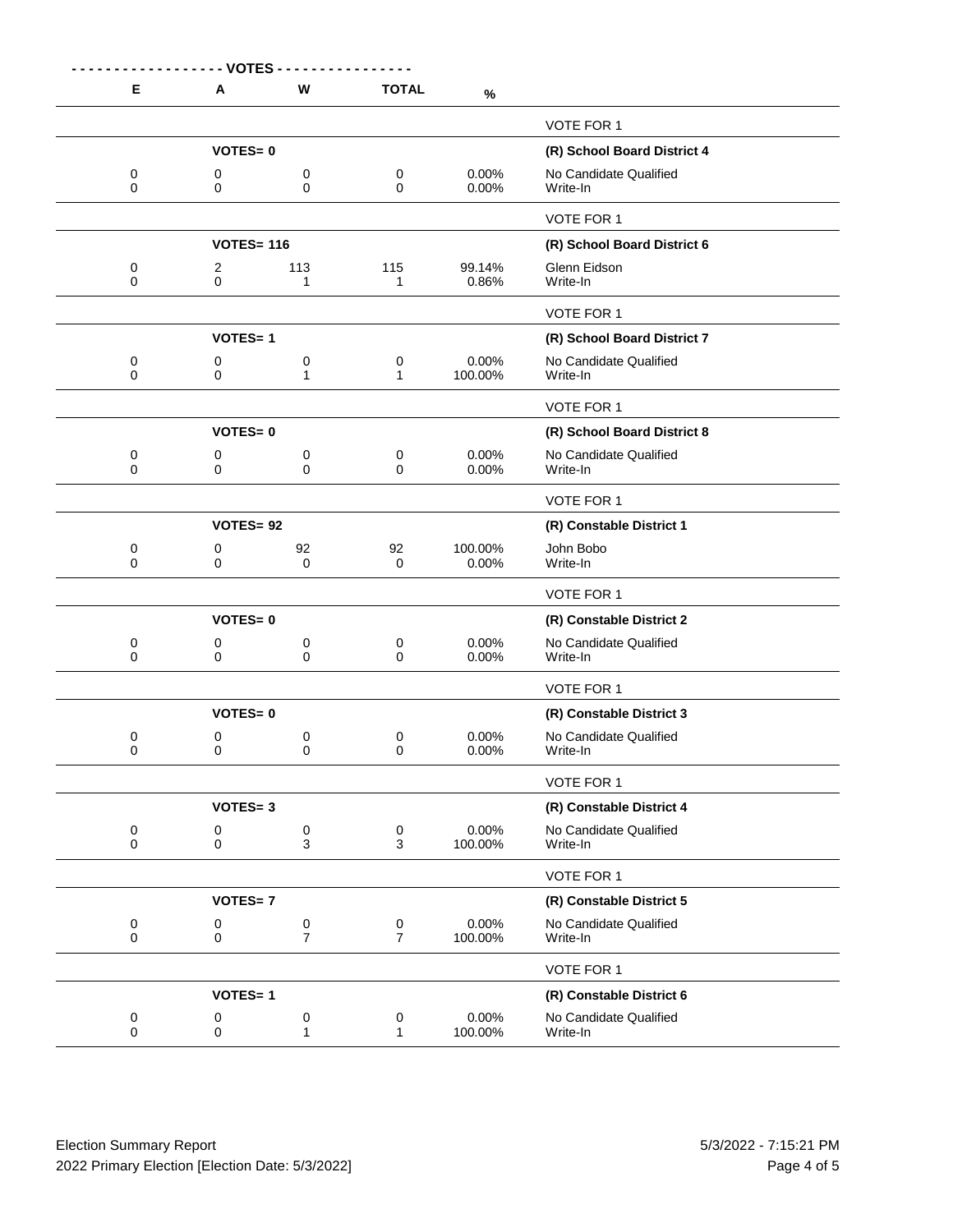| E | A | W | TOTAL | % | |
|---|---|---|---|---|---|
| | | | | | VOTE FOR 1 |
| | VOTES= 0 | | | | **(R) School Board District 4** |
| 0 | 0 | 0 | 0 | 0.00% | No Candidate Qualified |
| 0 | 0 | 0 | 0 | 0.00% | Write-In |
| | | | | | VOTE FOR 1 |
| | VOTES= 116 | | | | **(R) School Board District 6** |
| 0 | 2 | 113 | 115 | 99.14% | Glenn Eidson |
| 0 | 0 | 1 | 1 | 0.86% | Write-In |
| | | | | | VOTE FOR 1 |
| | VOTES= 1 | | | | **(R) School Board District 7** |
| 0 | 0 | 0 | 0 | 0.00% | No Candidate Qualified |
| 0 | 0 | 1 | 1 | 100.00% | Write-In |
| | | | | | VOTE FOR 1 |
| | VOTES= 0 | | | | **(R) School Board District 8** |
| 0 | 0 | 0 | 0 | 0.00% | No Candidate Qualified |
| 0 | 0 | 0 | 0 | 0.00% | Write-In |
| | | | | | VOTE FOR 1 |
| | VOTES= 92 | | | | **(R) Constable District 1** |
| 0 | 0 | 92 | 92 | 100.00% | John Bobo |
| 0 | 0 | 0 | 0 | 0.00% | Write-In |
| | | | | | VOTE FOR 1 |
| | VOTES= 0 | | | | **(R) Constable District 2** |
| 0 | 0 | 0 | 0 | 0.00% | No Candidate Qualified |
| 0 | 0 | 0 | 0 | 0.00% | Write-In |
| | | | | | VOTE FOR 1 |
| | VOTES= 0 | | | | **(R) Constable District 3** |
| 0 | 0 | 0 | 0 | 0.00% | No Candidate Qualified |
| 0 | 0 | 0 | 0 | 0.00% | Write-In |
| | | | | | VOTE FOR 1 |
| | VOTES= 3 | | | | **(R) Constable District 4** |
| 0 | 0 | 0 | 0 | 0.00% | No Candidate Qualified |
| 0 | 0 | 3 | 3 | 100.00% | Write-In |
| | | | | | VOTE FOR 1 |
| | VOTES= 7 | | | | **(R) Constable District 5** |
| 0 | 0 | 0 | 0 | 0.00% | No Candidate Qualified |
| 0 | 0 | 7 | 7 | 100.00% | Write-In |
| | | | | | VOTE FOR 1 |
| | VOTES= 1 | | | | **(R) Constable District 6** |
| 0 | 0 | 0 | 0 | 0.00% | No Candidate Qualified |
| 0 | 0 | 1 | 1 | 100.00% | Write-In |

Election Summary Report
2022 Primary Election [Election Date: 5/3/2022]
5/3/2022 - 7:15:21 PM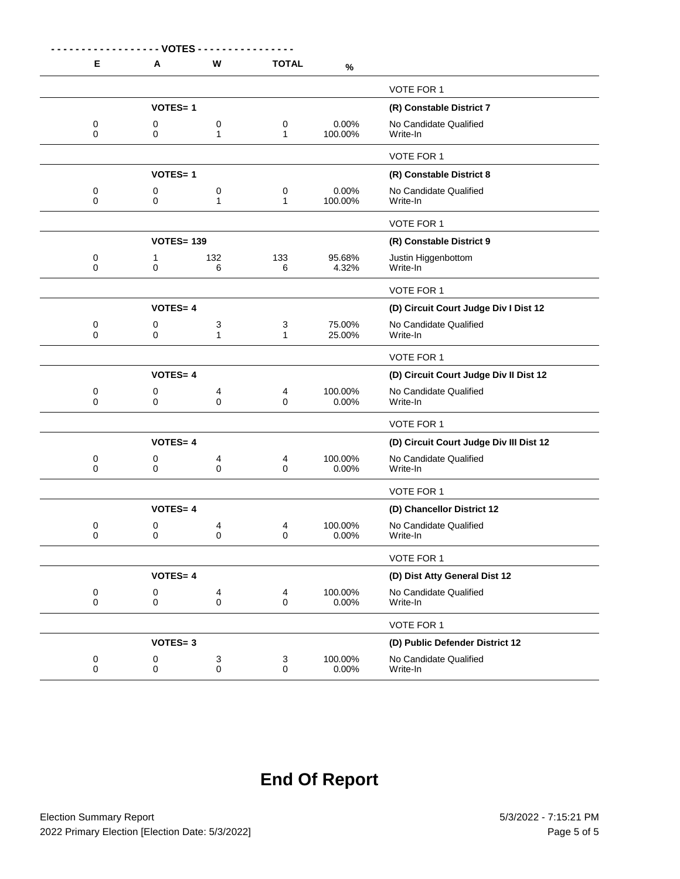| E | A | W | TOTAL | % | |
|---|---|---|---|---|---|
| | | | | | VOTE FOR 1 |
| | VOTES= 1 | | | | **(R) Constable District 7** |
| 0 | 0 | 0 | 0 | 0.00% | No Candidate Qualified |
| 0 | 0 | 1 | 1 | 100.00% | Write-In |
| | | | | | VOTE FOR 1 |
| | VOTES= 1 | | | | **(R) Constable District 8** |
| 0 | 0 | 0 | 0 | 0.00% | No Candidate Qualified |
| 0 | 0 | 1 | 1 | 100.00% | Write-In |
| | | | | | VOTE FOR 1 |
| | VOTES= 139 | | | | **(R) Constable District 9** |
| 0 | 1 | 132 | 133 | 95.68% | Justin Higgenbottom |
| 0 | 0 | 6 | 6 | 4.32% | Write-In |
| | | | | | VOTE FOR 1 |
| | VOTES= 4 | | | | **(D) Circuit Court Judge Div I Dist 12** |
| 0 | 0 | 3 | 3 | 75.00% | No Candidate Qualified |
| 0 | 0 | 1 | 1 | 25.00% | Write-In |
| | | | | | VOTE FOR 1 |
| | VOTES= 4 | | | | **(D) Circuit Court Judge Div II Dist 12** |
| 0 | 0 | 4 | 4 | 100.00% | No Candidate Qualified |
| 0 | 0 | 0 | 0 | 0.00% | Write-In |
| | | | | | VOTE FOR 1 |
| | VOTES= 4 | | | | **(D) Circuit Court Judge Div III Dist 12** |
| 0 | 0 | 4 | 4 | 100.00% | No Candidate Qualified |
| 0 | 0 | 0 | 0 | 0.00% | Write-In |
| | | | | | VOTE FOR 1 |
| | VOTES= 4 | | | | **(D) Chancellor District 12** |
| 0 | 0 | 4 | 4 | 100.00% | No Candidate Qualified |
| 0 | 0 | 0 | 0 | 0.00% | Write-In |
| | | | | | VOTE FOR 1 |
| | VOTES= 4 | | | | **(D) Dist Atty General Dist 12** |
| 0 | 0 | 4 | 4 | 100.00% | No Candidate Qualified |
| 0 | 0 | 0 | 0 | 0.00% | Write-In |
| | | | | | VOTE FOR 1 |
| | VOTES= 3 | | | | **(D) Public Defender District 12** |
| 0 | 0 | 3 | 3 | 100.00% | No Candidate Qualified |
| 0 | 0 | 0 | 0 | 0.00% | Write-In |

# End Of Report